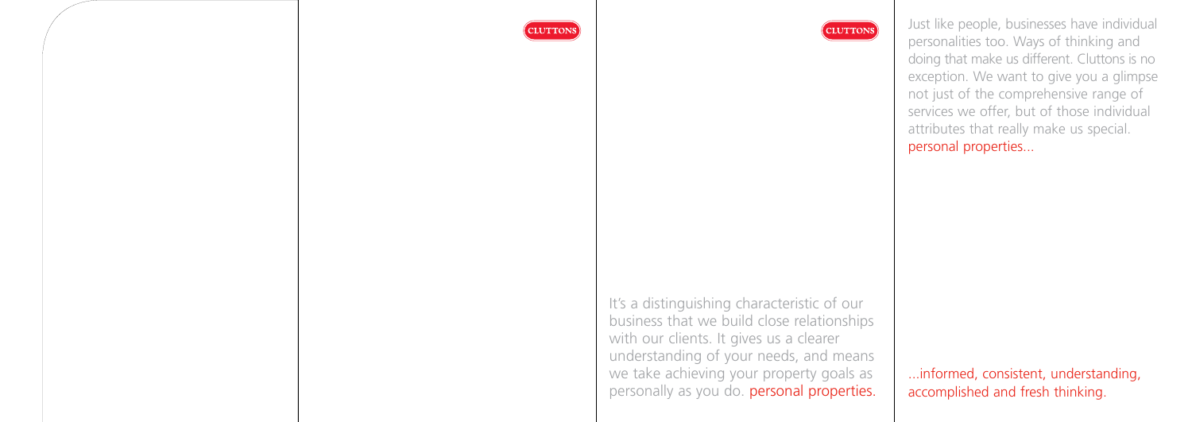CLUTTONS

CLUTTONS

It's a distinguishing characteristic of our business that we build close relationships with our clients. It gives us a clearer understanding of your needs, and means we take achieving your property goals as personally as you do. personal properties.

Just like people, businesses have individual personalities too. Ways of thinking and doing that make us different. Cluttons is no exception. We want to give you a glimpse not just of the comprehensive range of services we offer, but of those individual attributes that really make us special. personal properties...

...informed, consistent, understanding, accomplished and fresh thinking.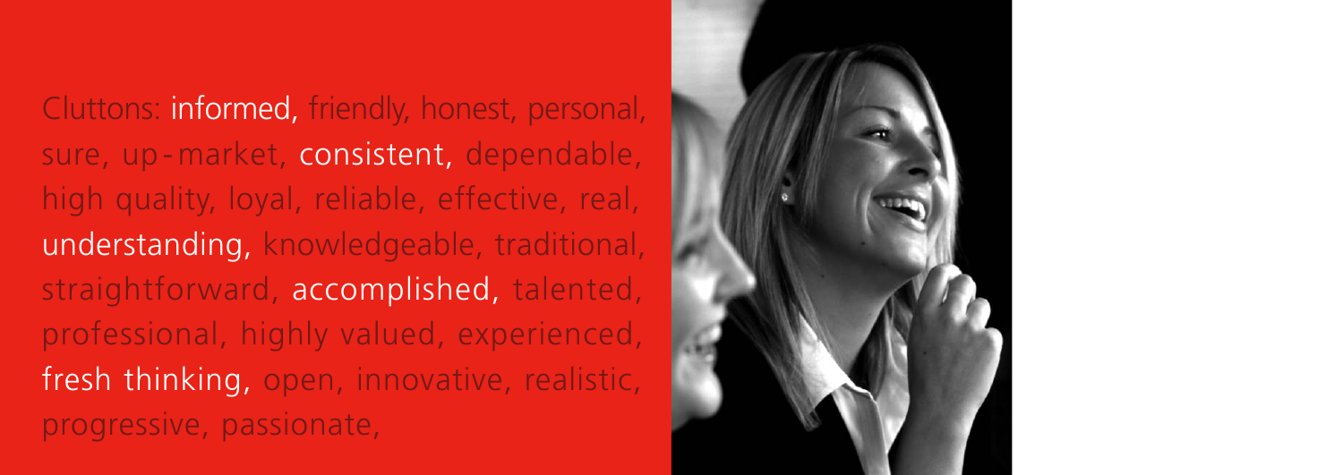Cluttons: informed, friendly, honest, personal, sure, up-market, consistent, dependable, high quality, loyal, reliable, effective, real, understanding, knowledgeable, traditional, straightforward, accomplished, talented, professional, highly valued, experienced, fresh thinking, open, innovative, realistic, progressive, passionate,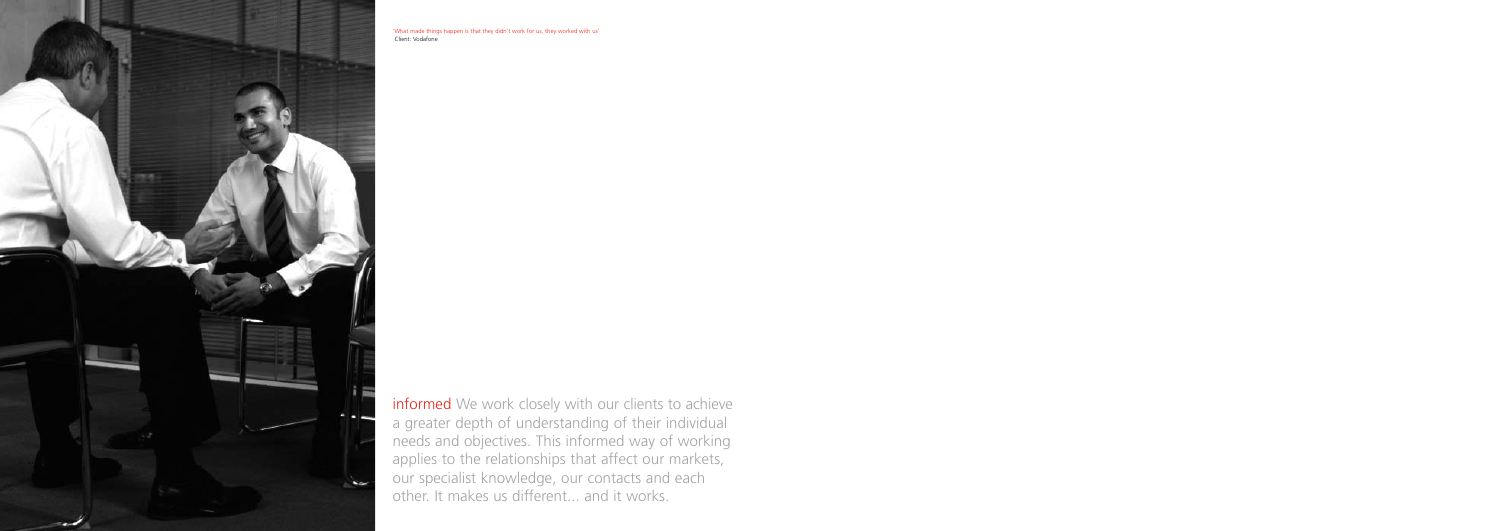'What made things happen is that they didn't work for us, they worked with us'
Client: Vodafone

**informed** We work closely with our clients to achieve a greater depth of understanding of their individual needs and objectives. This informed way of working applies to the relationships that affect our markets, our specialist knowledge, our contacts and each other. It makes us different... and it works.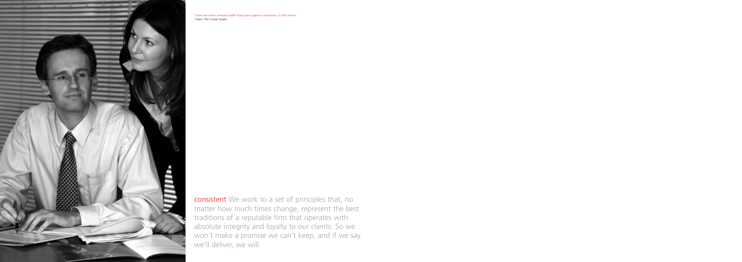'There have been several notable high points against a backdrop of solid service'
Client: The Crown Estate

**consistent** We work to a set of principles that, no matter how much times change, represent the best traditions of a reputable firm that operates with absolute integrity and loyalty to our clients. So we won't make a promise we can't keep, and if we say we'll deliver, we will.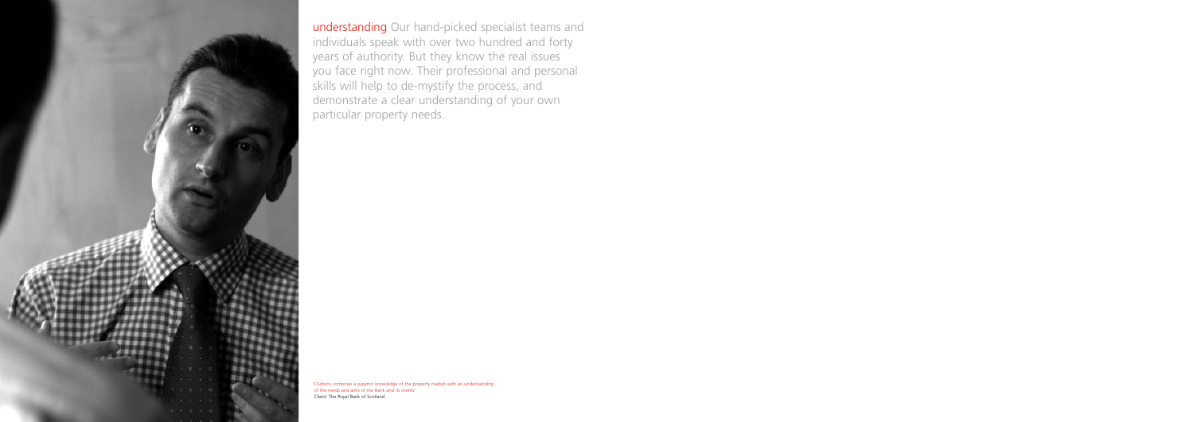**understanding** Our hand-picked specialist teams and individuals speak with over two hundred and forty years of authority. But they know the real issues you face right now. Their professional and personal skills will help to de-mystify the process, and demonstrate a clear understanding of your own particular property needs.

'Cluttons combines a superior knowledge of the property market with an understanding of the needs and aims of the Bank and its clients'
Client: The Royal Bank of Scotland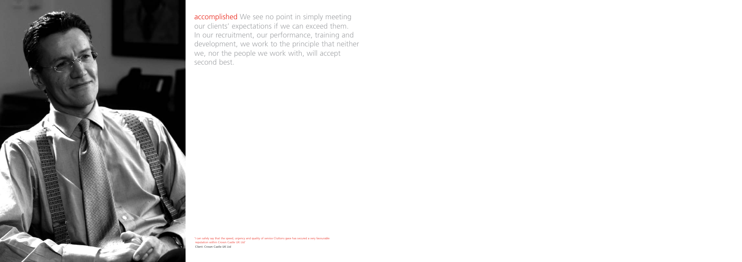**accomplished** We see no point in simply meeting our clients' expectations if we can exceed them. In our recruitment, our performance, training and development, we work to the principle that neither we, nor the people we work with, will accept second best.

'I can safely say that the speed, urgency and quality of service Cluttons gave has secured a very favourable reputation within Crown Castle UK Ltd'
Client: Crown Castle UK Ltd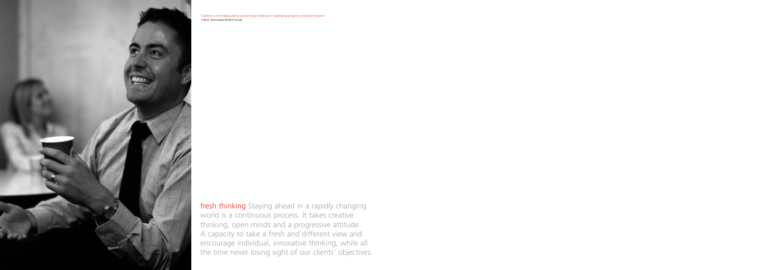'Clattons is not hidebound by conventional thinking in maximising property investment returns'
Client: Associated British Foods

**fresh thinking** Staying ahead in a rapidly changing world is a continuous process. It takes creative thinking, open minds and a progressive attitude. A capacity to take a fresh and different view and encourage individual, innovative thinking, while all the time never losing sight of our clients' objectives.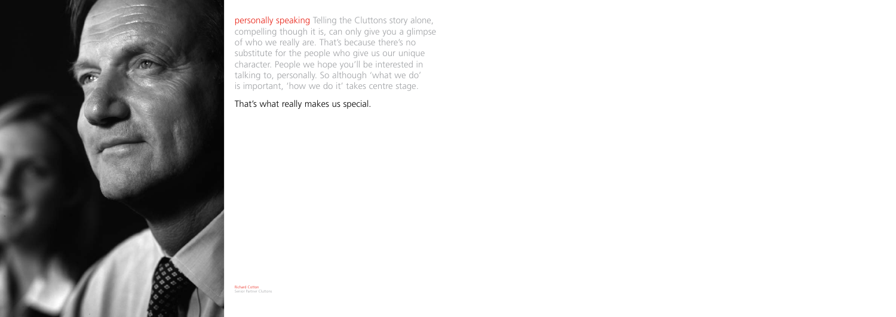**personally speaking** Telling the Cluttons story alone, compelling though it is, can only give you a glimpse of who we really are. That's because there's no substitute for the people who give us our unique character. People we hope you'll be interested in talking to, personally. So although 'what we do' is important, 'how we do it' takes centre stage.

That's what really makes us special.

Richard Cotton
Senior Partner Cluttons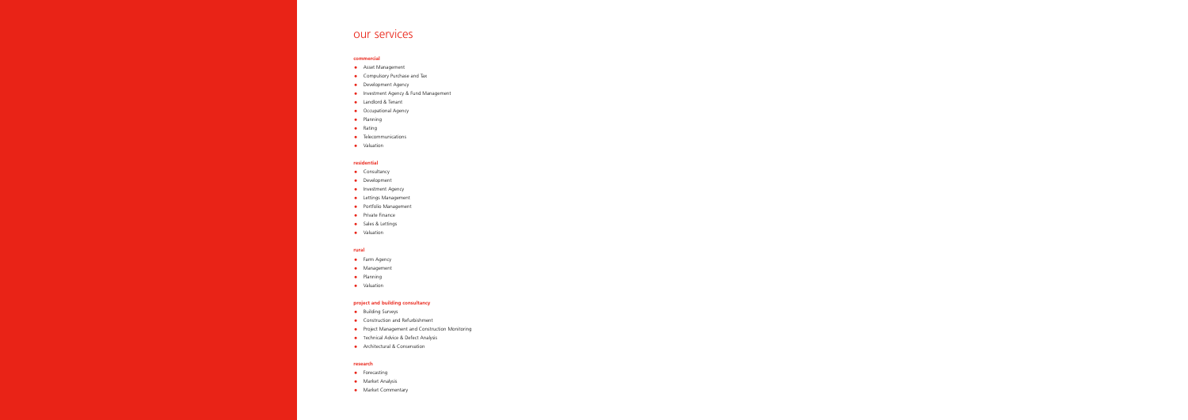# our services

### commercial

- Asset Management
- Compulsory Purchase and Tax
- Development Agency
- Investment Agency & Fund Management
- Landlord & Tenant
- Occupational Agency
- Planning
- Rating
- Telecommunications
- Valuation

### residential

- Consultancy
- Development
- Investment Agency
- Lettings Management
- Portfolio Management
- Private Finance
- Sales & Lettings
- Valuation

### rural

- Farm Agency
- Management
- Planning
- Valuation

### project and building consultancy

- Building Surveys
- Construction and Refurbishment
- Project Management and Construction Monitoring
- Technical Advice & Defect Analysis
- Architectural & Conservation

### research

- Forecasting
- Market Analysis
- Market Commentary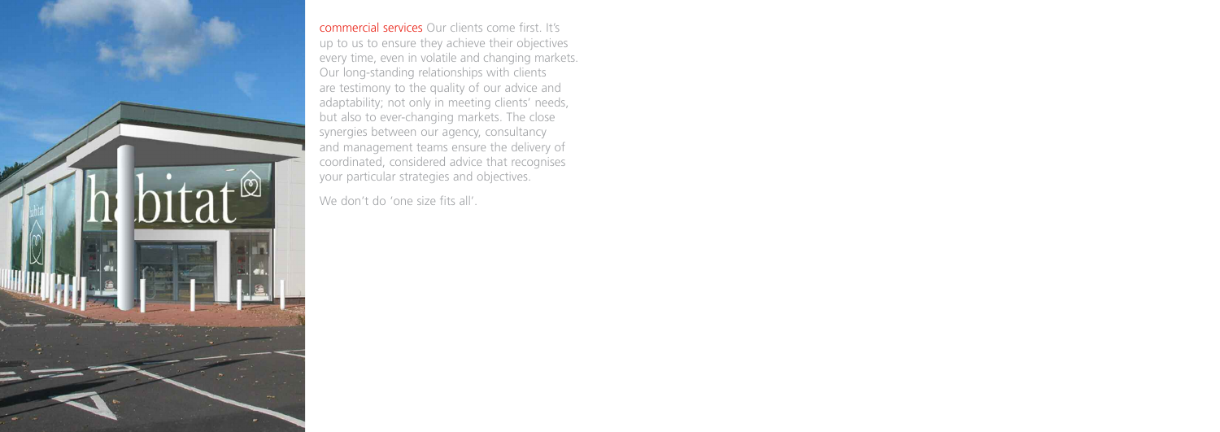**commercial services** Our clients come first. It's up to us to ensure they achieve their objectives every time, even in volatile and changing markets. Our long-standing relationships with clients are testimony to the quality of our advice and adaptability; not only in meeting clients' needs, but also to ever-changing markets. The close synergies between our agency, consultancy and management teams ensure the delivery of coordinated, considered advice that recognises your particular strategies and objectives.

We don't do 'one size fits all'.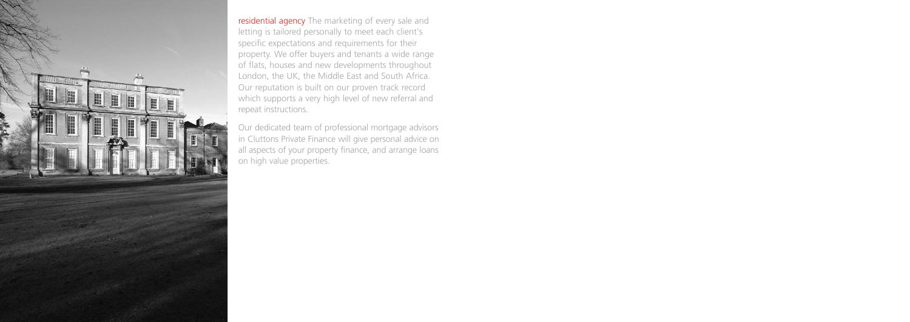**residential agency** The marketing of every sale and letting is tailored personally to meet each client's specific expectations and requirements for their property. We offer buyers and tenants a wide range of flats, houses and new developments throughout London, the UK, the Middle East and South Africa. Our reputation is built on our proven track record which supports a very high level of new referral and repeat instructions.

Our dedicated team of professional mortgage advisors in Cluttons Private Finance will give personal advice on all aspects of your property finance, and arrange loans on high value properties.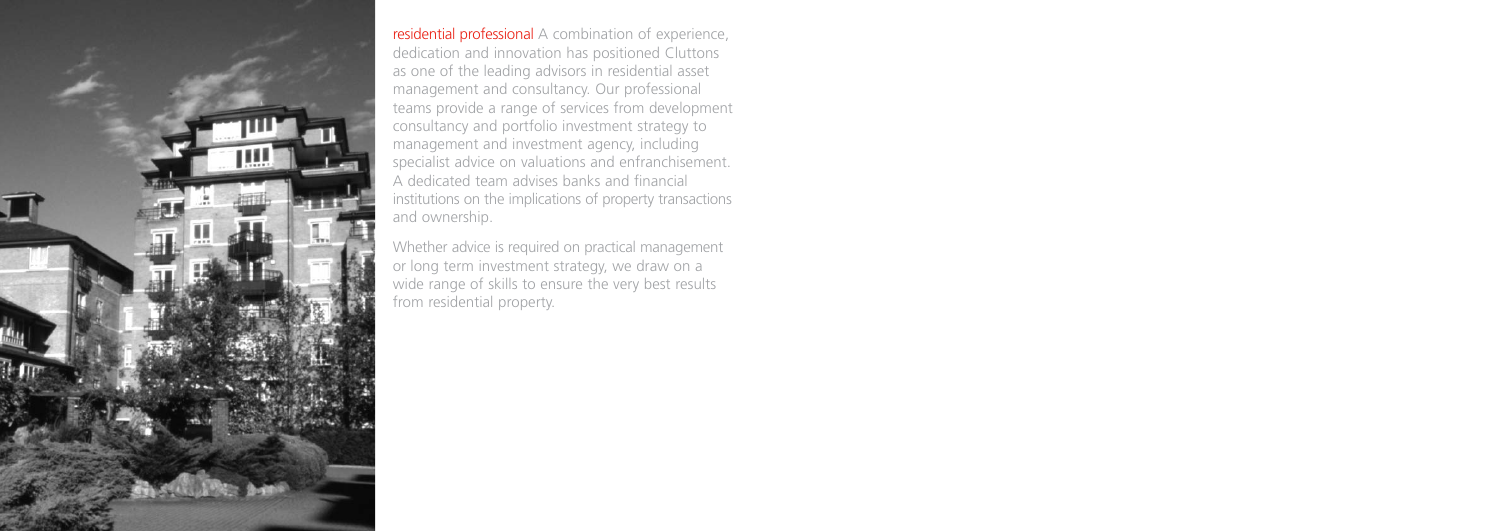**residential professional** A combination of experience, dedication and innovation has positioned Cluttons as one of the leading advisors in residential asset management and consultancy. Our professional teams provide a range of services from development consultancy and portfolio investment strategy to management and investment agency, including specialist advice on valuations and enfranchisement. A dedicated team advises banks and financial institutions on the implications of property transactions and ownership.

Whether advice is required on practical management or long term investment strategy, we draw on a wide range of skills to ensure the very best results from residential property.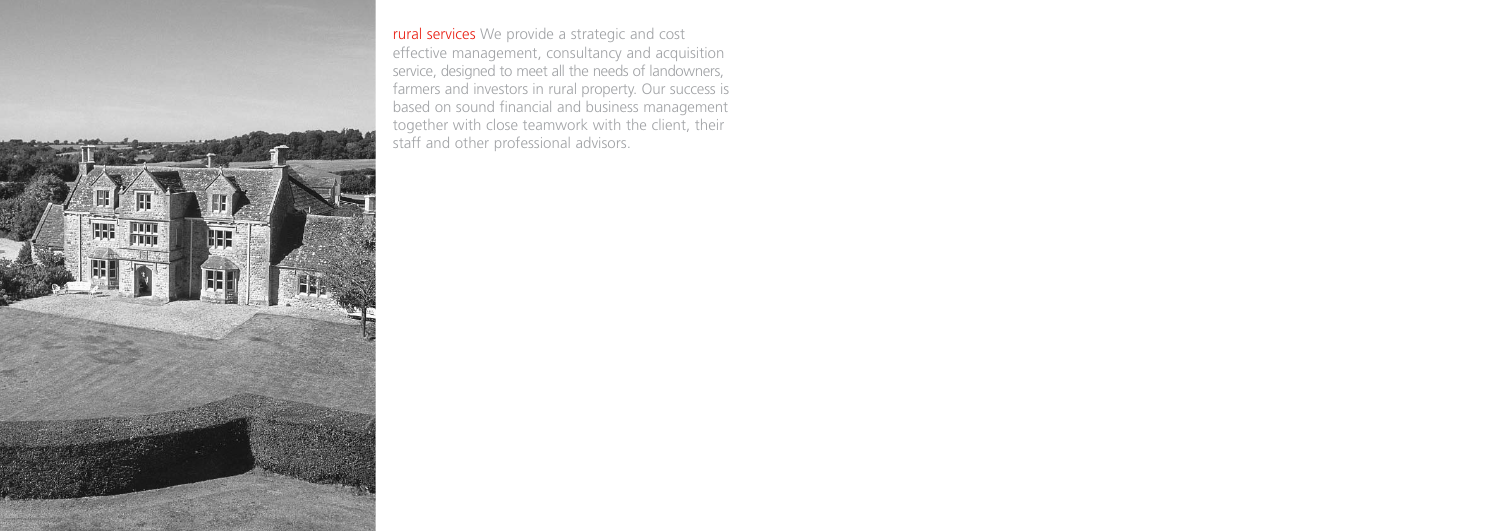rural services We provide a strategic and cost effective management, consultancy and acquisition service, designed to meet all the needs of landowners, farmers and investors in rural property. Our success is based on sound financial and business management together with close teamwork with the client, their staff and other professional advisors.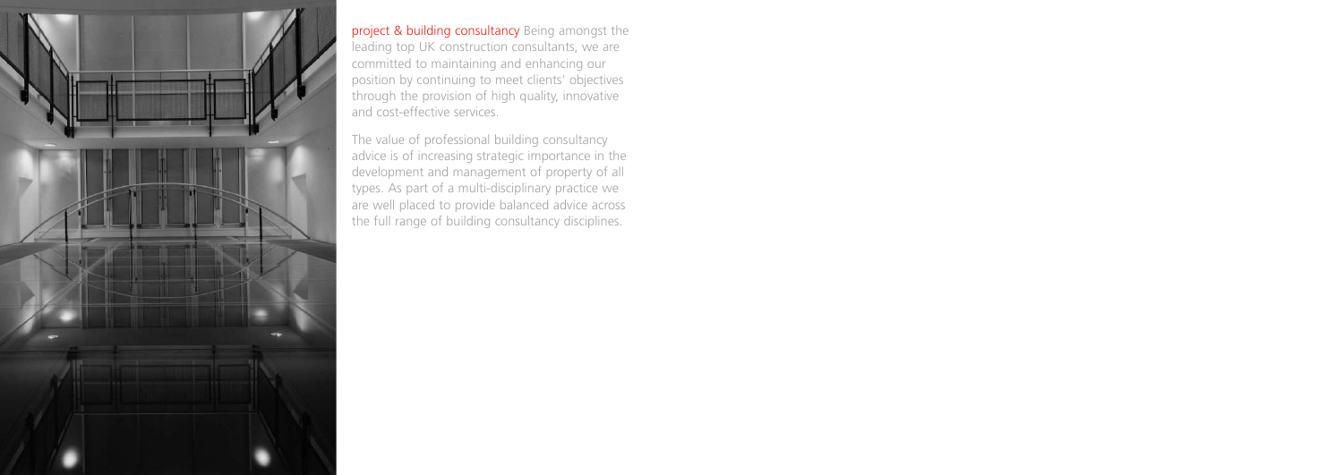**project & building consultancy** Being amongst the leading top UK construction consultants, we are committed to maintaining and enhancing our position by continuing to meet clients' objectives through the provision of high quality, innovative and cost-effective services.

The value of professional building consultancy advice is of increasing strategic importance in the development and management of property of all types. As part of a multi-disciplinary practice we are well placed to provide balanced advice across the full range of building consultancy disciplines.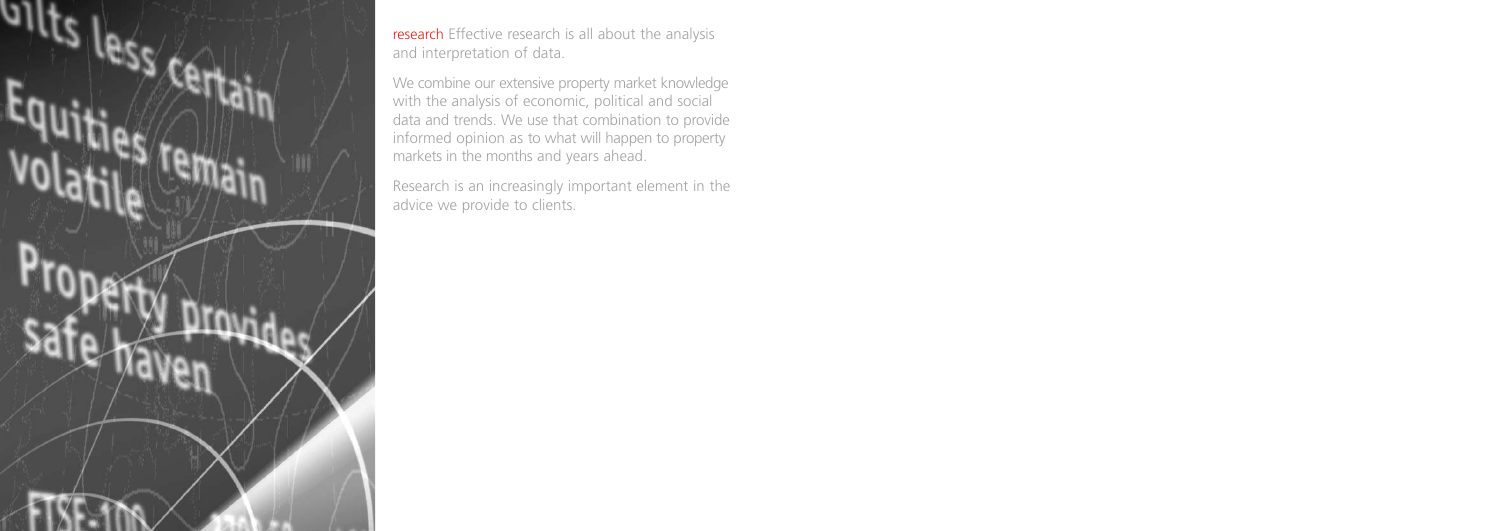**research** Effective research is all about the analysis and interpretation of data.

We combine our extensive property market knowledge with the analysis of economic, political and social data and trends. We use that combination to provide informed opinion as to what will happen to property markets in the months and years ahead.

Research is an increasingly important element in the advice we provide to clients.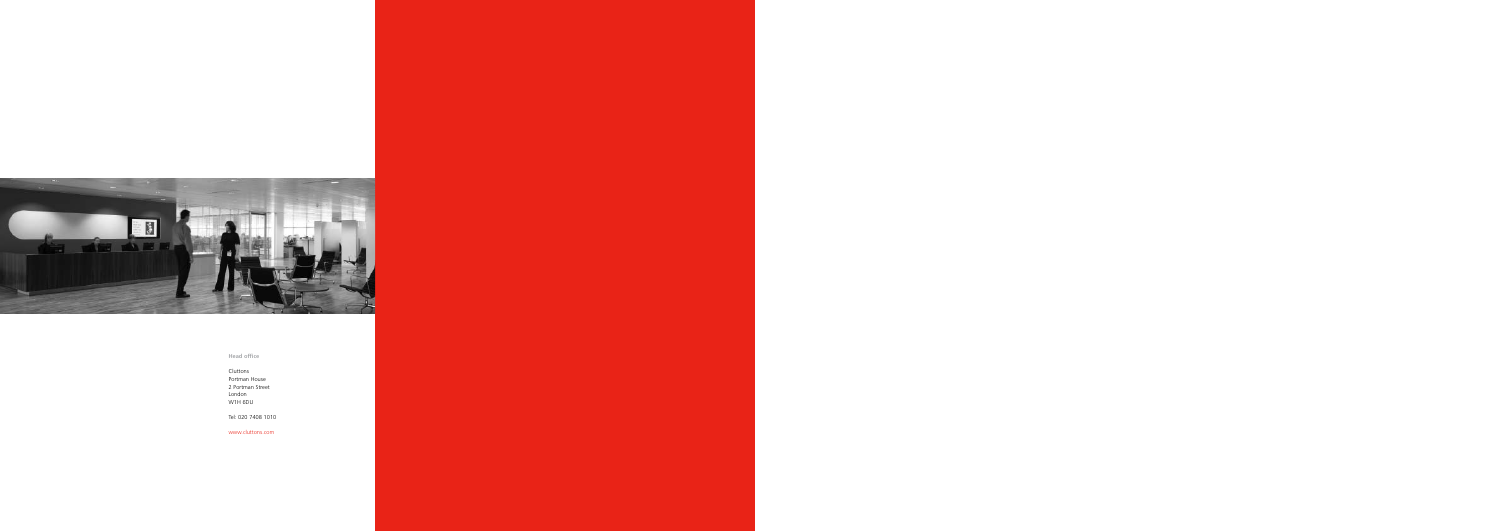**Head office**

Cluttons
Portman House
2 Portman Street
London
W1H 6DU

Tel: 020 7408 1010

www.cluttons.com